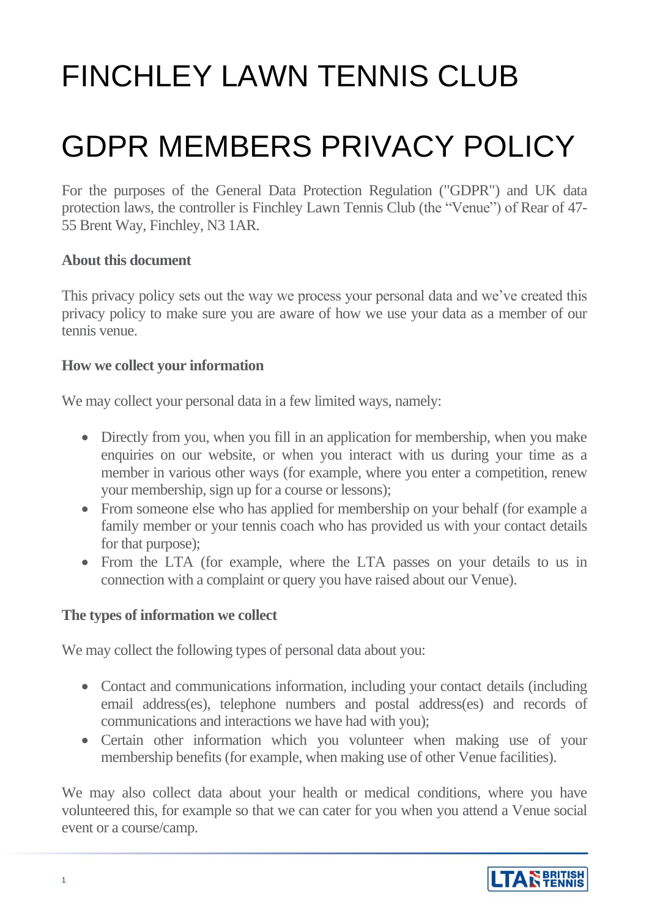# FINCHLEY LAWN TENNIS CLUB

# GDPR MEMBERS PRIVACY POLICY

For the purposes of the General Data Protection Regulation ("GDPR") and UK data protection laws, the controller is Finchley Lawn Tennis Club (the "Venue") of Rear of 47-55 Brent Way, Finchley, N3 1AR.

**About this document**

This privacy policy sets out the way we process your personal data and we've created this privacy policy to make sure you are aware of how we use your data as a member of our tennis venue.

**How we collect your information**

We may collect your personal data in a few limited ways, namely:

- Directly from you, when you fill in an application for membership, when you make enquiries on our website, or when you interact with us during your time as a member in various other ways (for example, where you enter a competition, renew your membership, sign up for a course or lessons);
- From someone else who has applied for membership on your behalf (for example a family member or your tennis coach who has provided us with your contact details for that purpose);
- From the LTA (for example, where the LTA passes on your details to us in connection with a complaint or query you have raised about our Venue).

**The types of information we collect**

We may collect the following types of personal data about you:

- Contact and communications information, including your contact details (including email address(es), telephone numbers and postal address(es) and records of communications and interactions we have had with you);
- Certain other information which you volunteer when making use of your membership benefits (for example, when making use of other Venue facilities).

We may also collect data about your health or medical conditions, where you have volunteered this, for example so that we can cater for you when you attend a Venue social event or a course/camp.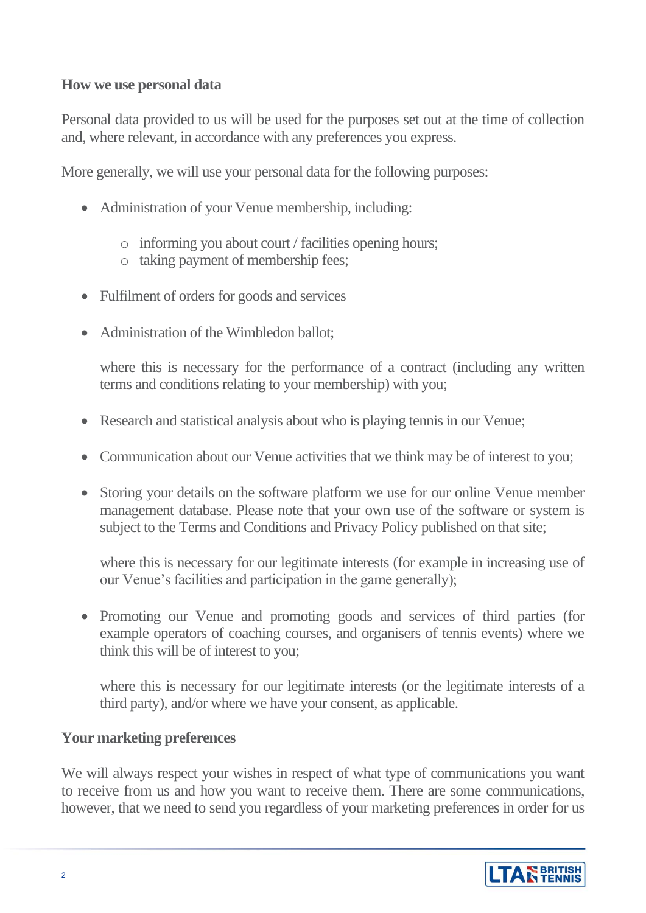**How we use personal data**

Personal data provided to us will be used for the purposes set out at the time of collection and, where relevant, in accordance with any preferences you express.

More generally, we will use your personal data for the following purposes:

- Administration of your Venue membership, including:
  - informing you about court / facilities opening hours;
  - taking payment of membership fees;
- Fulfilment of orders for goods and services
- Administration of the Wimbledon ballot;

  where this is necessary for the performance of a contract (including any written terms and conditions relating to your membership) with you;

- Research and statistical analysis about who is playing tennis in our Venue;
- Communication about our Venue activities that we think may be of interest to you;
- Storing your details on the software platform we use for our online Venue member management database. Please note that your own use of the software or system is subject to the Terms and Conditions and Privacy Policy published on that site;

  where this is necessary for our legitimate interests (for example in increasing use of our Venue's facilities and participation in the game generally);

- Promoting our Venue and promoting goods and services of third parties (for example operators of coaching courses, and organisers of tennis events) where we think this will be of interest to you;

  where this is necessary for our legitimate interests (or the legitimate interests of a third party), and/or where we have your consent, as applicable.

**Your marketing preferences**

We will always respect your wishes in respect of what type of communications you want to receive from us and how you want to receive them. There are some communications, however, that we need to send you regardless of your marketing preferences in order for us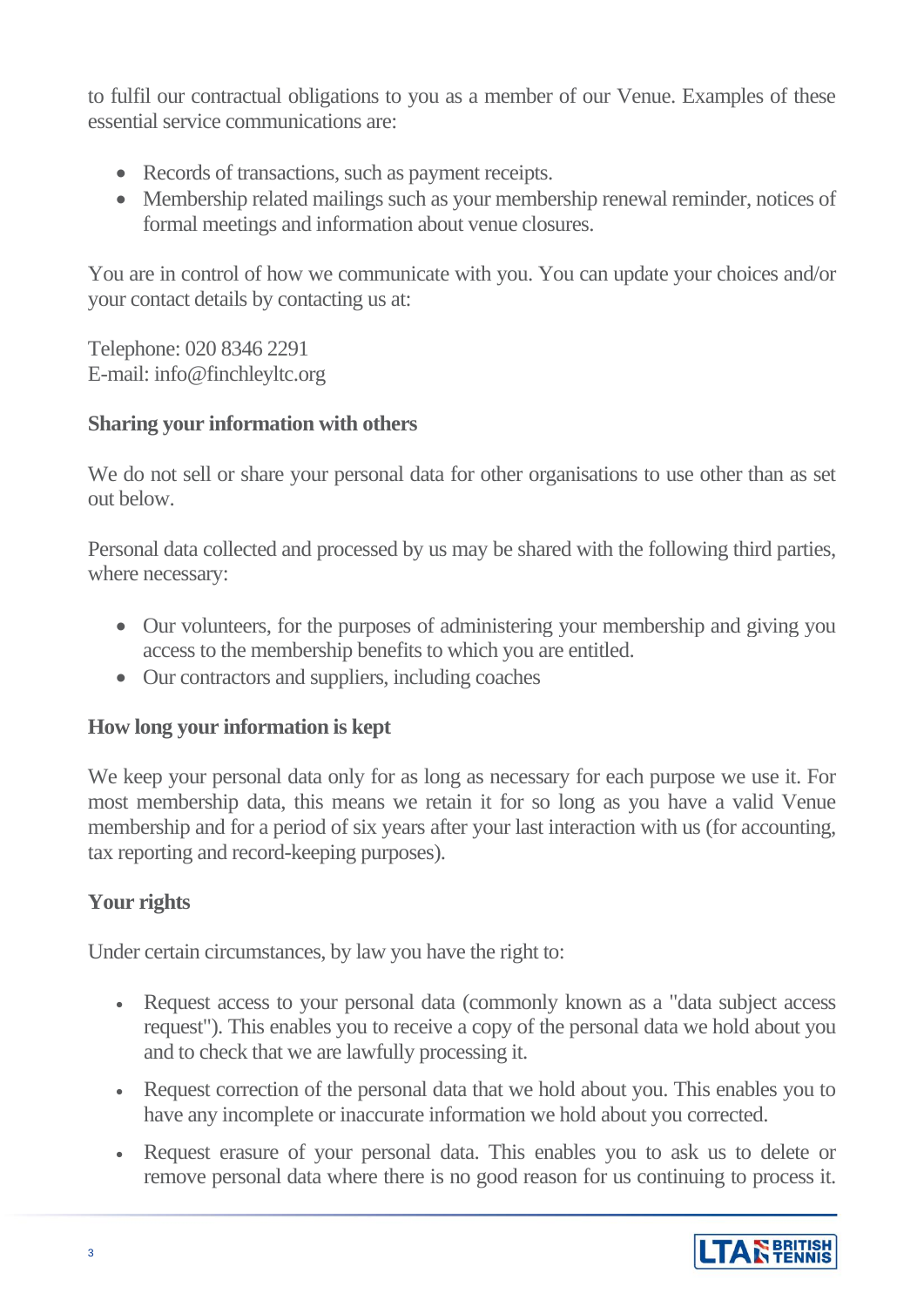to fulfil our contractual obligations to you as a member of our Venue. Examples of these essential service communications are:

- Records of transactions, such as payment receipts.
- Membership related mailings such as your membership renewal reminder, notices of formal meetings and information about venue closures.

You are in control of how we communicate with you. You can update your choices and/or your contact details by contacting us at:

Telephone: 020 8346 2291
E-mail: info@finchleyltc.org

**Sharing your information with others**

We do not sell or share your personal data for other organisations to use other than as set out below.

Personal data collected and processed by us may be shared with the following third parties, where necessary:

- Our volunteers, for the purposes of administering your membership and giving you access to the membership benefits to which you are entitled.
- Our contractors and suppliers, including coaches

**How long your information is kept**

We keep your personal data only for as long as necessary for each purpose we use it. For most membership data, this means we retain it for so long as you have a valid Venue membership and for a period of six years after your last interaction with us (for accounting, tax reporting and record-keeping purposes).

**Your rights**

Under certain circumstances, by law you have the right to:

- Request access to your personal data (commonly known as a "data subject access request"). This enables you to receive a copy of the personal data we hold about you and to check that we are lawfully processing it.
- Request correction of the personal data that we hold about you. This enables you to have any incomplete or inaccurate information we hold about you corrected.
- Request erasure of your personal data. This enables you to ask us to delete or remove personal data where there is no good reason for us continuing to process it.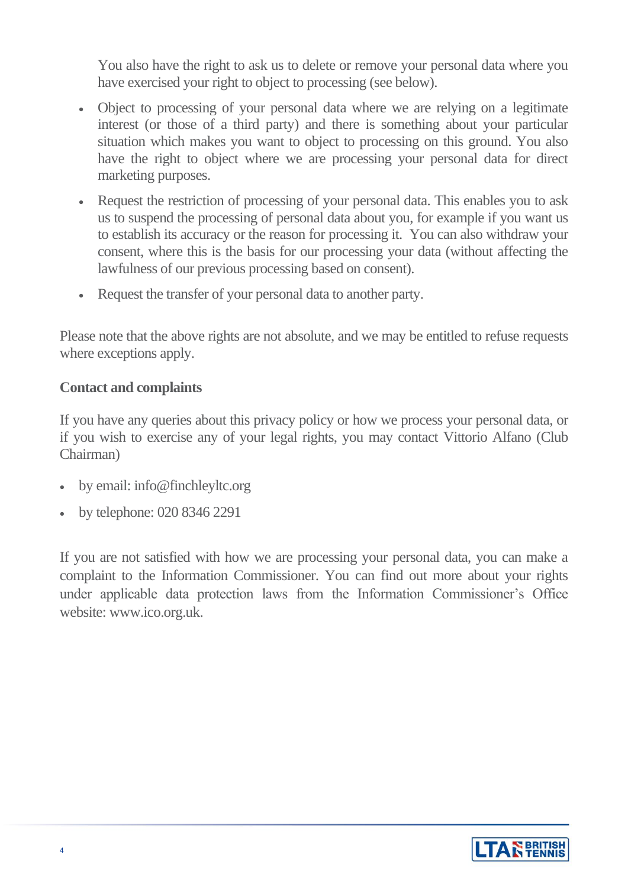You also have the right to ask us to delete or remove your personal data where you have exercised your right to object to processing (see below).

- Object to processing of your personal data where we are relying on a legitimate interest (or those of a third party) and there is something about your particular situation which makes you want to object to processing on this ground. You also have the right to object where we are processing your personal data for direct marketing purposes.
- Request the restriction of processing of your personal data. This enables you to ask us to suspend the processing of personal data about you, for example if you want us to establish its accuracy or the reason for processing it. You can also withdraw your consent, where this is the basis for our processing your data (without affecting the lawfulness of our previous processing based on consent).
- Request the transfer of your personal data to another party.

Please note that the above rights are not absolute, and we may be entitled to refuse requests where exceptions apply.

**Contact and complaints**

If you have any queries about this privacy policy or how we process your personal data, or if you wish to exercise any of your legal rights, you may contact Vittorio Alfano (Club Chairman)

- by email: info@finchleyltc.org
- by telephone: 020 8346 2291

If you are not satisfied with how we are processing your personal data, you can make a complaint to the Information Commissioner. You can find out more about your rights under applicable data protection laws from the Information Commissioner's Office website: www.ico.org.uk.